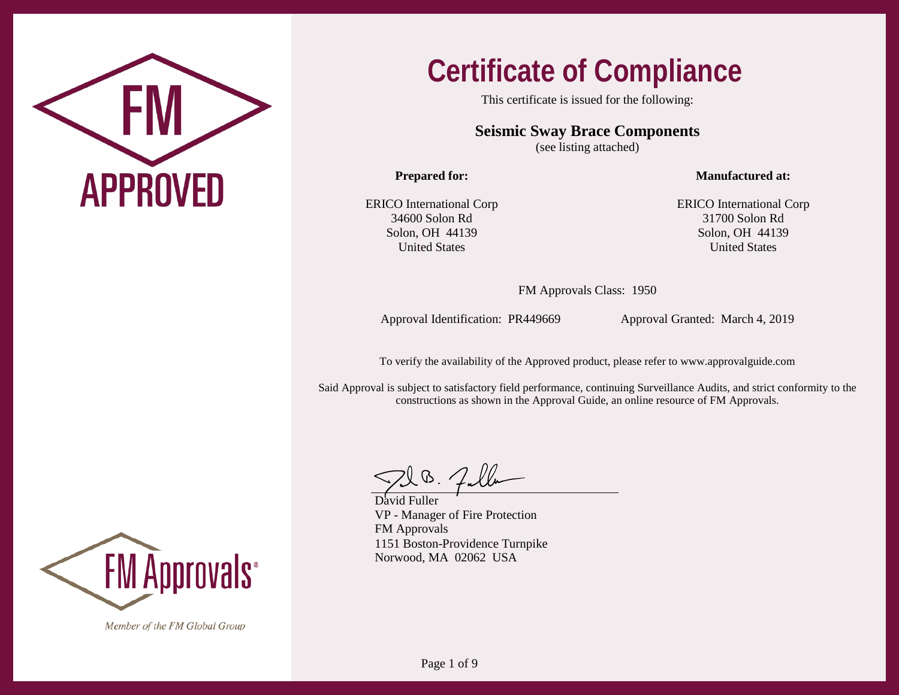FM APPROVED

# Certificate of Compliance

This certificate is issued for the following:

**Seismic Sway Brace Components**
(see listing attached)

**Prepared for:**

ERICO International Corp
34600 Solon Rd
Solon, OH 44139
United States

**Manufactured at:**

ERICO International Corp
31700 Solon Rd
Solon, OH 44139
United States

FM Approvals Class: 1950

Approval Identification: PR449669

Approval Granted: March 4, 2019

To verify the availability of the Approved product, please refer to www.approvalguide.com

Said Approval is subject to satisfactory field performance, continuing Surveillance Audits, and strict conformity to the constructions as shown in the Approval Guide, an online resource of FM Approvals.

David Fuller
VP - Manager of Fire Protection
FM Approvals
1151 Boston-Providence Turnpike
Norwood, MA 02062 USA

FM Approvals®

*Member of the FM Global Group*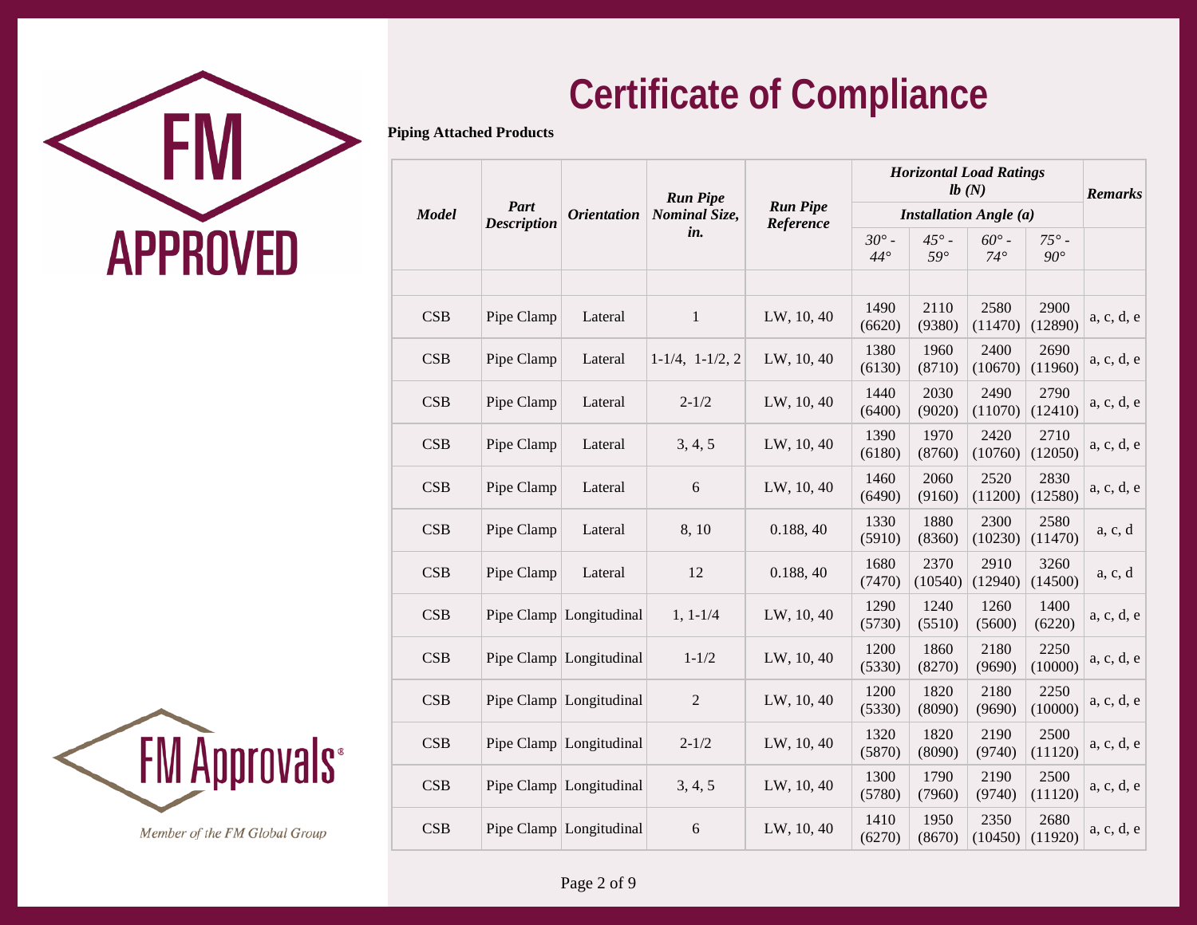# Certificate of Compliance

**Piping Attached Products**

| *Model* | *Part Description* | *Orientation* | *Run Pipe Nominal Size, in.* | *Run Pipe Reference* | *Horizontal Load Ratings lb (N)* | | | | *Remarks* |
|---|---|---|---|---|---|---|---|---|---|
| | | | | | *Installation Angle (a)* | | | | |
| | | | | | *30° - 44°* | *45° - 59°* | *60° - 74°* | *75° - 90°* | |
| CSB | Pipe Clamp | Lateral | 1 | LW, 10, 40 | 1490 (6620) | 2110 (9380) | 2580 (11470) | 2900 (12890) | a, c, d, e |
| CSB | Pipe Clamp | Lateral | 1-1/4, 1-1/2, 2 | LW, 10, 40 | 1380 (6130) | 1960 (8710) | 2400 (10670) | 2690 (11960) | a, c, d, e |
| CSB | Pipe Clamp | Lateral | 2-1/2 | LW, 10, 40 | 1440 (6400) | 2030 (9020) | 2490 (11070) | 2790 (12410) | a, c, d, e |
| CSB | Pipe Clamp | Lateral | 3, 4, 5 | LW, 10, 40 | 1390 (6180) | 1970 (8760) | 2420 (10760) | 2710 (12050) | a, c, d, e |
| CSB | Pipe Clamp | Lateral | 6 | LW, 10, 40 | 1460 (6490) | 2060 (9160) | 2520 (11200) | 2830 (12580) | a, c, d, e |
| CSB | Pipe Clamp | Lateral | 8, 10 | 0.188, 40 | 1330 (5910) | 1880 (8360) | 2300 (10230) | 2580 (11470) | a, c, d |
| CSB | Pipe Clamp | Lateral | 12 | 0.188, 40 | 1680 (7470) | 2370 (10540) | 2910 (12940) | 3260 (14500) | a, c, d |
| CSB | Pipe Clamp | Longitudinal | 1, 1-1/4 | LW, 10, 40 | 1290 (5730) | 1240 (5510) | 1260 (5600) | 1400 (6220) | a, c, d, e |
| CSB | Pipe Clamp | Longitudinal | 1-1/2 | LW, 10, 40 | 1200 (5330) | 1860 (8270) | 2180 (9690) | 2250 (10000) | a, c, d, e |
| CSB | Pipe Clamp | Longitudinal | 2 | LW, 10, 40 | 1200 (5330) | 1820 (8090) | 2180 (9690) | 2250 (10000) | a, c, d, e |
| CSB | Pipe Clamp | Longitudinal | 2-1/2 | LW, 10, 40 | 1320 (5870) | 1820 (8090) | 2190 (9740) | 2500 (11120) | a, c, d, e |
| CSB | Pipe Clamp | Longitudinal | 3, 4, 5 | LW, 10, 40 | 1300 (5780) | 1790 (7960) | 2190 (9740) | 2500 (11120) | a, c, d, e |
| CSB | Pipe Clamp | Longitudinal | 6 | LW, 10, 40 | 1410 (6270) | 1950 (8670) | 2350 (10450) | 2680 (11920) | a, c, d, e |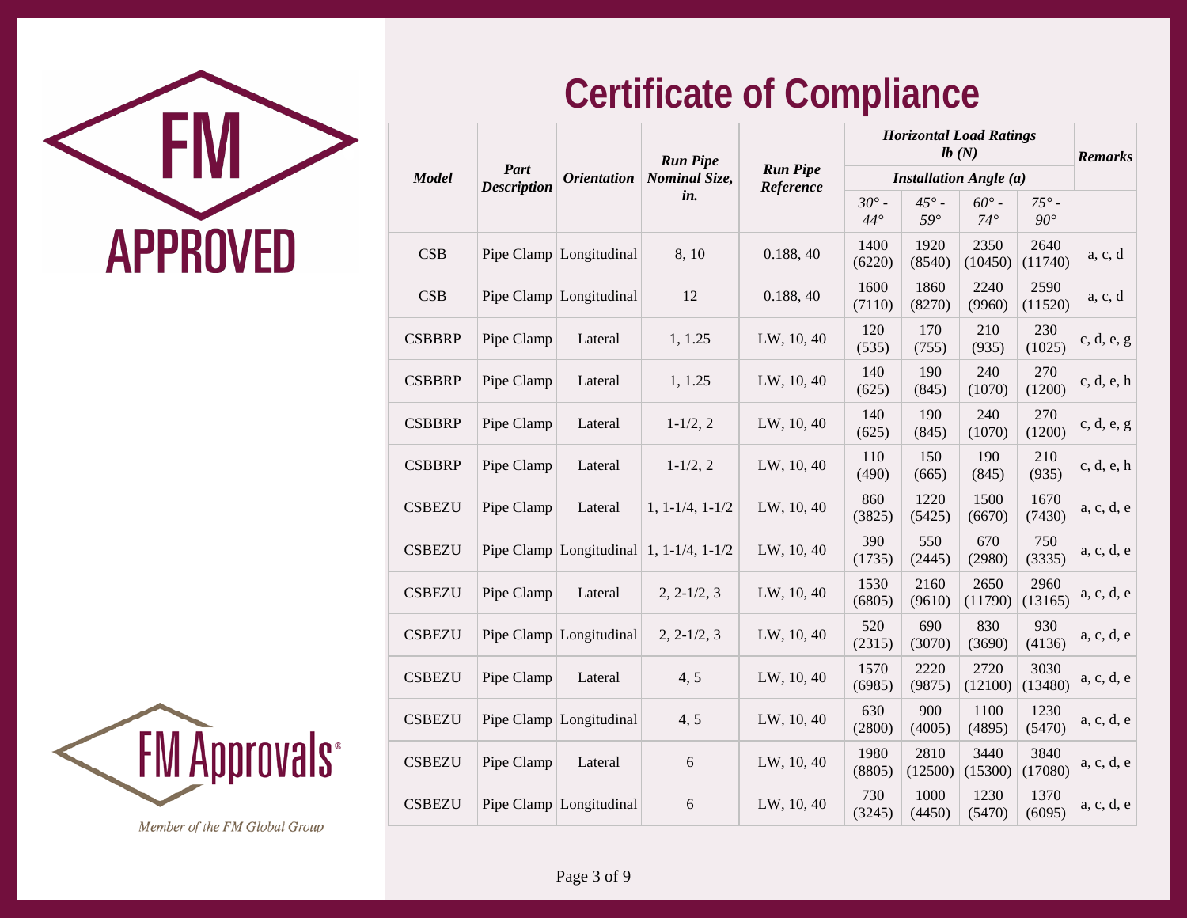# Certificate of Compliance

| Model | Part Description | Orientation | Run Pipe Nominal Size, in. | Run Pipe Reference | Horizontal Load Ratings lb (N) | | | | Remarks |
|---|---|---|---|---|---|---|---|---|---|
| | | | | | Installation Angle (a) | | | | |
| | | | | | 30° - 44° | 45° - 59° | 60° - 74° | 75° - 90° | |
| CSB | Pipe Clamp | Longitudinal | 8, 10 | 0.188, 40 | 1400 (6220) | 1920 (8540) | 2350 (10450) | 2640 (11740) | a, c, d |
| CSB | Pipe Clamp | Longitudinal | 12 | 0.188, 40 | 1600 (7110) | 1860 (8270) | 2240 (9960) | 2590 (11520) | a, c, d |
| CSBBRP | Pipe Clamp | Lateral | 1, 1.25 | LW, 10, 40 | 120 (535) | 170 (755) | 210 (935) | 230 (1025) | c, d, e, g |
| CSBBRP | Pipe Clamp | Lateral | 1, 1.25 | LW, 10, 40 | 140 (625) | 190 (845) | 240 (1070) | 270 (1200) | c, d, e, h |
| CSBBRP | Pipe Clamp | Lateral | 1-1/2, 2 | LW, 10, 40 | 140 (625) | 190 (845) | 240 (1070) | 270 (1200) | c, d, e, g |
| CSBBRP | Pipe Clamp | Lateral | 1-1/2, 2 | LW, 10, 40 | 110 (490) | 150 (665) | 190 (845) | 210 (935) | c, d, e, h |
| CSBEZU | Pipe Clamp | Lateral | 1, 1-1/4, 1-1/2 | LW, 10, 40 | 860 (3825) | 1220 (5425) | 1500 (6670) | 1670 (7430) | a, c, d, e |
| CSBEZU | Pipe Clamp | Longitudinal | 1, 1-1/4, 1-1/2 | LW, 10, 40 | 390 (1735) | 550 (2445) | 670 (2980) | 750 (3335) | a, c, d, e |
| CSBEZU | Pipe Clamp | Lateral | 2, 2-1/2, 3 | LW, 10, 40 | 1530 (6805) | 2160 (9610) | 2650 (11790) | 2960 (13165) | a, c, d, e |
| CSBEZU | Pipe Clamp | Longitudinal | 2, 2-1/2, 3 | LW, 10, 40 | 520 (2315) | 690 (3070) | 830 (3690) | 930 (4136) | a, c, d, e |
| CSBEZU | Pipe Clamp | Lateral | 4, 5 | LW, 10, 40 | 1570 (6985) | 2220 (9875) | 2720 (12100) | 3030 (13480) | a, c, d, e |
| CSBEZU | Pipe Clamp | Longitudinal | 4, 5 | LW, 10, 40 | 630 (2800) | 900 (4005) | 1100 (4895) | 1230 (5470) | a, c, d, e |
| CSBEZU | Pipe Clamp | Lateral | 6 | LW, 10, 40 | 1980 (8805) | 2810 (12500) | 3440 (15300) | 3840 (17080) | a, c, d, e |
| CSBEZU | Pipe Clamp | Longitudinal | 6 | LW, 10, 40 | 730 (3245) | 1000 (4450) | 1230 (5470) | 1370 (6095) | a, c, d, e |

Member of the FM Global Group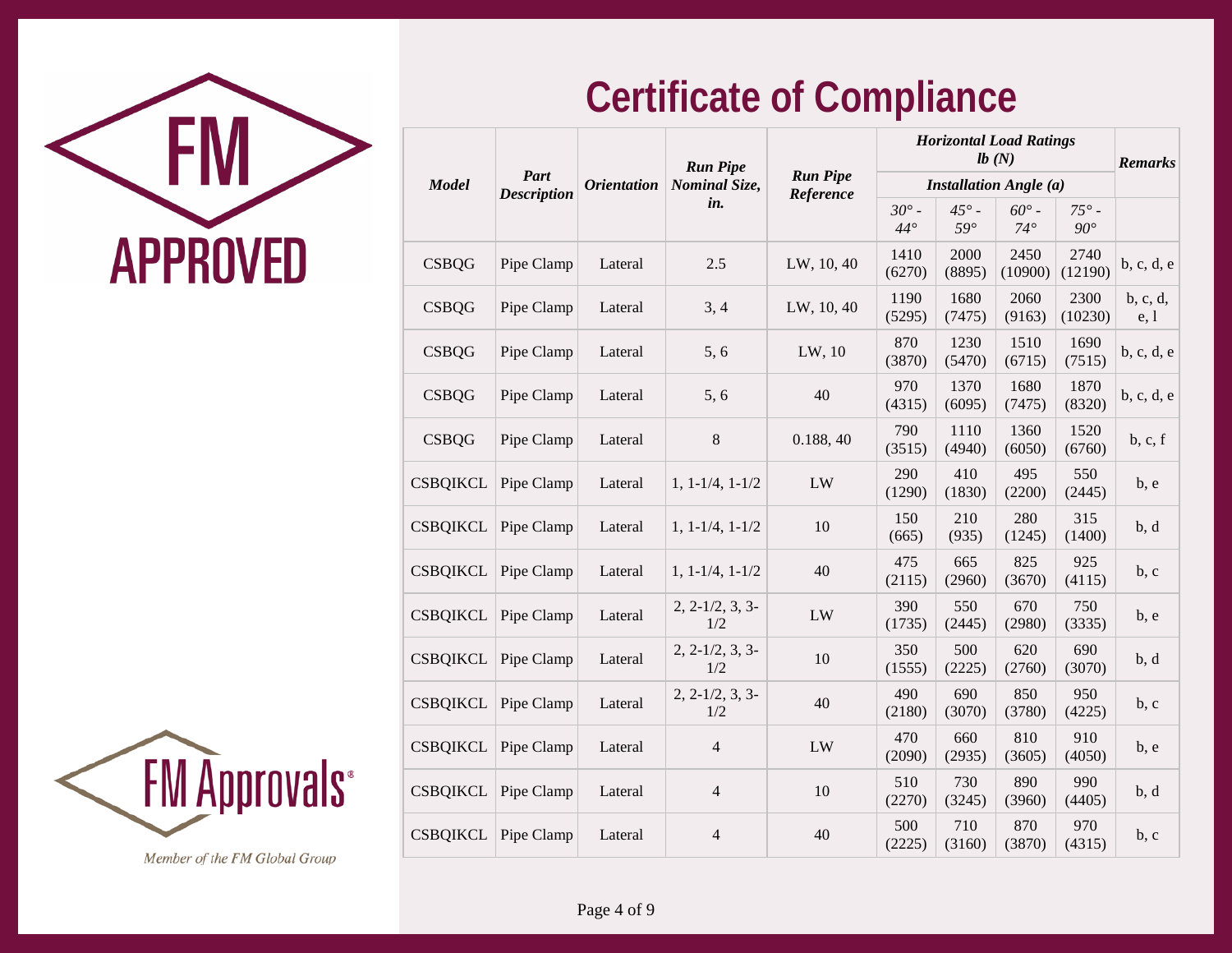# Certificate of Compliance

| *Model* | *Part Description* | *Orientation* | *Run Pipe Nominal Size, in.* | *Run Pipe Reference* | *Horizontal Load Ratings lb (N)* | | | | *Remarks* |
|---|---|---|---|---|---|---|---|---|---|
| | | | | | *Installation Angle (a)* | | | | |
| | | | | | *30° - 44°* | *45° - 59°* | *60° - 74°* | *75° - 90°* | |
| CSBQG | Pipe Clamp | Lateral | 2.5 | LW, 10, 40 | 1410 (6270) | 2000 (8895) | 2450 (10900) | 2740 (12190) | b, c, d, e |
| CSBQG | Pipe Clamp | Lateral | 3, 4 | LW, 10, 40 | 1190 (5295) | 1680 (7475) | 2060 (9163) | 2300 (10230) | b, c, d, e, l |
| CSBQG | Pipe Clamp | Lateral | 5, 6 | LW, 10 | 870 (3870) | 1230 (5470) | 1510 (6715) | 1690 (7515) | b, c, d, e |
| CSBQG | Pipe Clamp | Lateral | 5, 6 | 40 | 970 (4315) | 1370 (6095) | 1680 (7475) | 1870 (8320) | b, c, d, e |
| CSBQG | Pipe Clamp | Lateral | 8 | 0.188, 40 | 790 (3515) | 1110 (4940) | 1360 (6050) | 1520 (6760) | b, c, f |
| CSBQIKCL | Pipe Clamp | Lateral | 1, 1-1/4, 1-1/2 | LW | 290 (1290) | 410 (1830) | 495 (2200) | 550 (2445) | b, e |
| CSBQIKCL | Pipe Clamp | Lateral | 1, 1-1/4, 1-1/2 | 10 | 150 (665) | 210 (935) | 280 (1245) | 315 (1400) | b, d |
| CSBQIKCL | Pipe Clamp | Lateral | 1, 1-1/4, 1-1/2 | 40 | 475 (2115) | 665 (2960) | 825 (3670) | 925 (4115) | b, c |
| CSBQIKCL | Pipe Clamp | Lateral | 2, 2-1/2, 3, 3-1/2 | LW | 390 (1735) | 550 (2445) | 670 (2980) | 750 (3335) | b, e |
| CSBQIKCL | Pipe Clamp | Lateral | 2, 2-1/2, 3, 3-1/2 | 10 | 350 (1555) | 500 (2225) | 620 (2760) | 690 (3070) | b, d |
| CSBQIKCL | Pipe Clamp | Lateral | 2, 2-1/2, 3, 3-1/2 | 40 | 490 (2180) | 690 (3070) | 850 (3780) | 950 (4225) | b, c |
| CSBQIKCL | Pipe Clamp | Lateral | 4 | LW | 470 (2090) | 660 (2935) | 810 (3605) | 910 (4050) | b, e |
| CSBQIKCL | Pipe Clamp | Lateral | 4 | 10 | 510 (2270) | 730 (3245) | 890 (3960) | 990 (4405) | b, d |
| CSBQIKCL | Pipe Clamp | Lateral | 4 | 40 | 500 (2225) | 710 (3160) | 870 (3870) | 970 (4315) | b, c |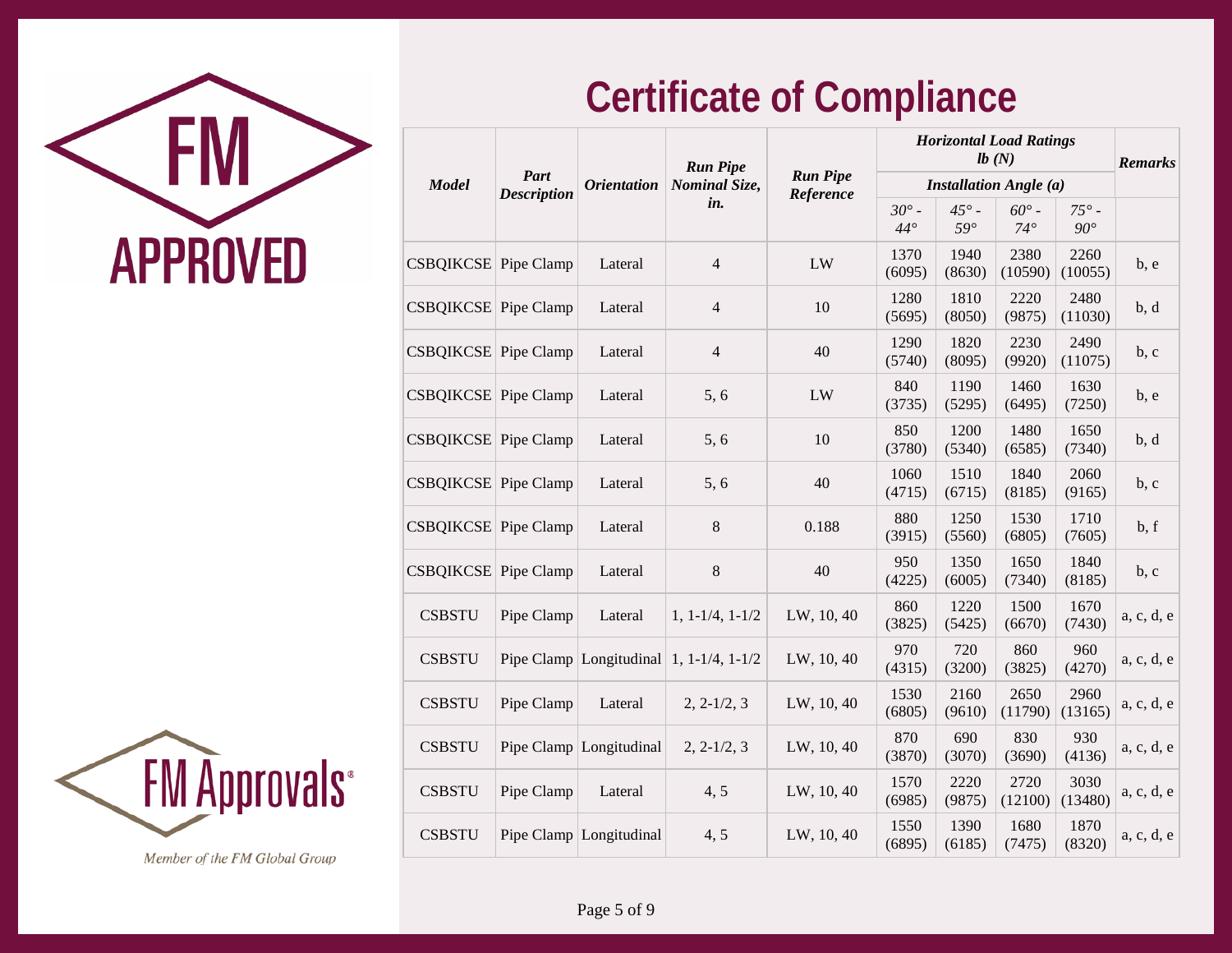FM APPROVED

FM Approvals®

Member of the FM Global Group

# Certificate of Compliance

| *Model* | *Part Description* | *Orientation* | *Run Pipe Nominal Size, in.* | *Run Pipe Reference* | *Horizontal Load Ratings lb (N)* | | | | *Remarks* |
|---|---|---|---|---|---|---|---|---|---|
| | | | | | *Installation Angle (a)* | | | | |
| | | | | | *30° - 44°* | *45° - 59°* | *60° - 74°* | *75° - 90°* | |
| CSBQIKCSE | Pipe Clamp | Lateral | 4 | LW | 1370 (6095) | 1940 (8630) | 2380 (10590) | 2260 (10055) | b, e |
| CSBQIKCSE | Pipe Clamp | Lateral | 4 | 10 | 1280 (5695) | 1810 (8050) | 2220 (9875) | 2480 (11030) | b, d |
| CSBQIKCSE | Pipe Clamp | Lateral | 4 | 40 | 1290 (5740) | 1820 (8095) | 2230 (9920) | 2490 (11075) | b, c |
| CSBQIKCSE | Pipe Clamp | Lateral | 5, 6 | LW | 840 (3735) | 1190 (5295) | 1460 (6495) | 1630 (7250) | b, e |
| CSBQIKCSE | Pipe Clamp | Lateral | 5, 6 | 10 | 850 (3780) | 1200 (5340) | 1480 (6585) | 1650 (7340) | b, d |
| CSBQIKCSE | Pipe Clamp | Lateral | 5, 6 | 40 | 1060 (4715) | 1510 (6715) | 1840 (8185) | 2060 (9165) | b, c |
| CSBQIKCSE | Pipe Clamp | Lateral | 8 | 0.188 | 880 (3915) | 1250 (5560) | 1530 (6805) | 1710 (7605) | b, f |
| CSBQIKCSE | Pipe Clamp | Lateral | 8 | 40 | 950 (4225) | 1350 (6005) | 1650 (7340) | 1840 (8185) | b, c |
| CSBSTU | Pipe Clamp | Lateral | 1, 1-1/4, 1-1/2 | LW, 10, 40 | 860 (3825) | 1220 (5425) | 1500 (6670) | 1670 (7430) | a, c, d, e |
| CSBSTU | Pipe Clamp | Longitudinal | 1, 1-1/4, 1-1/2 | LW, 10, 40 | 970 (4315) | 720 (3200) | 860 (3825) | 960 (4270) | a, c, d, e |
| CSBSTU | Pipe Clamp | Lateral | 2, 2-1/2, 3 | LW, 10, 40 | 1530 (6805) | 2160 (9610) | 2650 (11790) | 2960 (13165) | a, c, d, e |
| CSBSTU | Pipe Clamp | Longitudinal | 2, 2-1/2, 3 | LW, 10, 40 | 870 (3870) | 690 (3070) | 830 (3690) | 930 (4136) | a, c, d, e |
| CSBSTU | Pipe Clamp | Lateral | 4, 5 | LW, 10, 40 | 1570 (6985) | 2220 (9875) | 2720 (12100) | 3030 (13480) | a, c, d, e |
| CSBSTU | Pipe Clamp | Longitudinal | 4, 5 | LW, 10, 40 | 1550 (6895) | 1390 (6185) | 1680 (7475) | 1870 (8320) | a, c, d, e |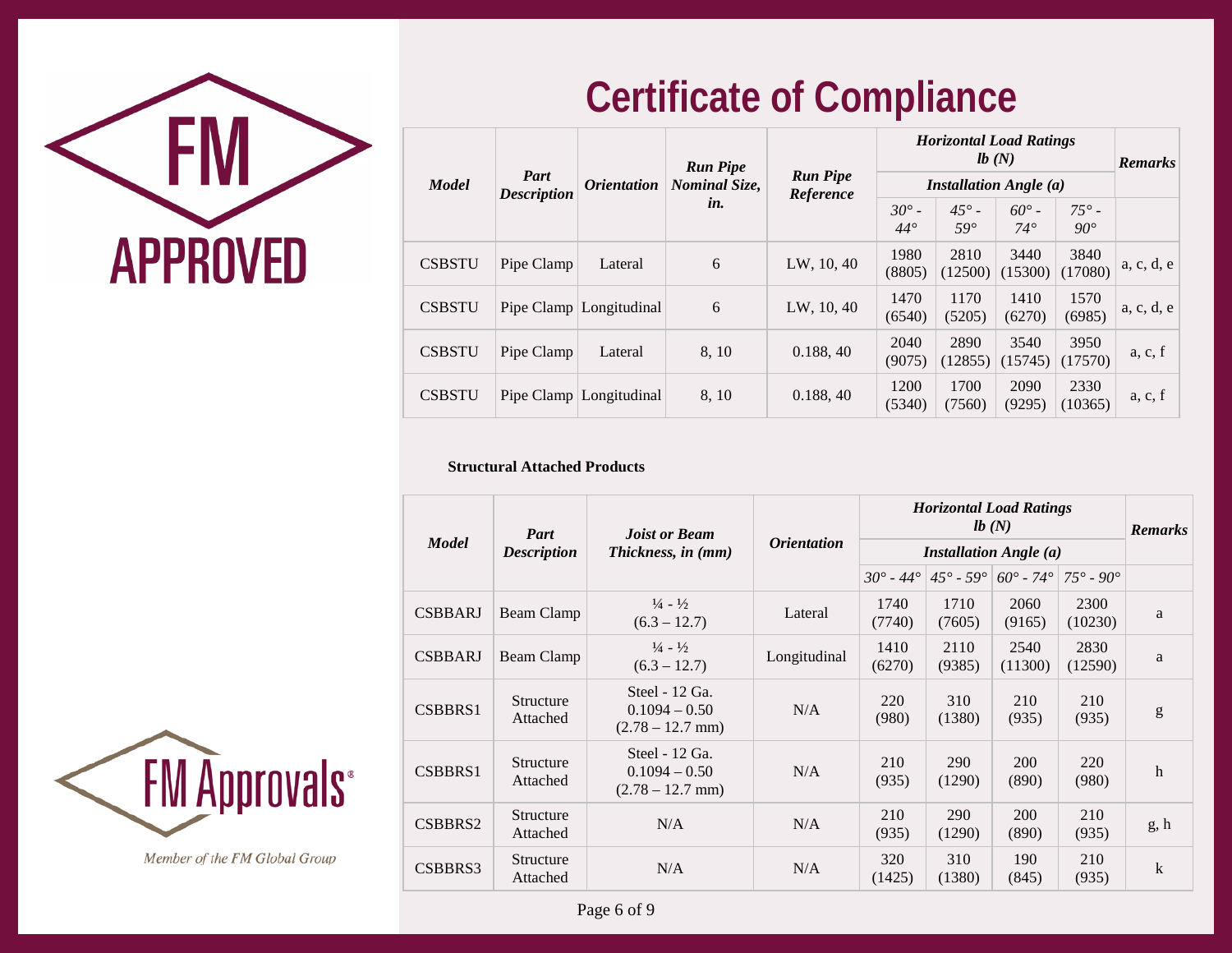# Certificate of Compliance

| Model | Part Description | Orientation | Run Pipe Nominal Size, in. | Run Pipe Reference | Horizontal Load Ratings lb (N) | | | | Remarks |
|---|---|---|---|---|---|---|---|---|---|
| | | | | | Installation Angle (a) | | | | |
| | | | | | 30° - 44° | 45° - 59° | 60° - 74° | 75° - 90° | |
| CSBSTU | Pipe Clamp | Lateral | 6 | LW, 10, 40 | 1980 (8805) | 2810 (12500) | 3440 (15300) | 3840 (17080) | a, c, d, e |
| CSBSTU | Pipe Clamp | Longitudinal | 6 | LW, 10, 40 | 1470 (6540) | 1170 (5205) | 1410 (6270) | 1570 (6985) | a, c, d, e |
| CSBSTU | Pipe Clamp | Lateral | 8, 10 | 0.188, 40 | 2040 (9075) | 2890 (12855) | 3540 (15745) | 3950 (17570) | a, c, f |
| CSBSTU | Pipe Clamp | Longitudinal | 8, 10 | 0.188, 40 | 1200 (5340) | 1700 (7560) | 2090 (9295) | 2330 (10365) | a, c, f |

**Structural Attached Products**

| Model | Part Description | Joist or Beam Thickness, in (mm) | Orientation | Horizontal Load Ratings lb (N) | | | | Remarks |
|---|---|---|---|---|---|---|---|---|
| | | | | Installation Angle (a) | | | | |
| | | | | 30° - 44° | 45° - 59° | 60° - 74° | 75° - 90° | |
| CSBBARJ | Beam Clamp | ¼ - ½ (6.3 – 12.7) | Lateral | 1740 (7740) | 1710 (7605) | 2060 (9165) | 2300 (10230) | a |
| CSBBARJ | Beam Clamp | ¼ - ½ (6.3 – 12.7) | Longitudinal | 1410 (6270) | 2110 (9385) | 2540 (11300) | 2830 (12590) | a |
| CSBBRS1 | Structure Attached | Steel - 12 Ga. 0.1094 – 0.50 (2.78 – 12.7 mm) | N/A | 220 (980) | 310 (1380) | 210 (935) | 210 (935) | g |
| CSBBRS1 | Structure Attached | Steel - 12 Ga. 0.1094 – 0.50 (2.78 – 12.7 mm) | N/A | 210 (935) | 290 (1290) | 200 (890) | 220 (980) | h |
| CSBBRS2 | Structure Attached | N/A | N/A | 210 (935) | 290 (1290) | 200 (890) | 210 (935) | g, h |
| CSBBRS3 | Structure Attached | N/A | N/A | 320 (1425) | 310 (1380) | 190 (845) | 210 (935) | k |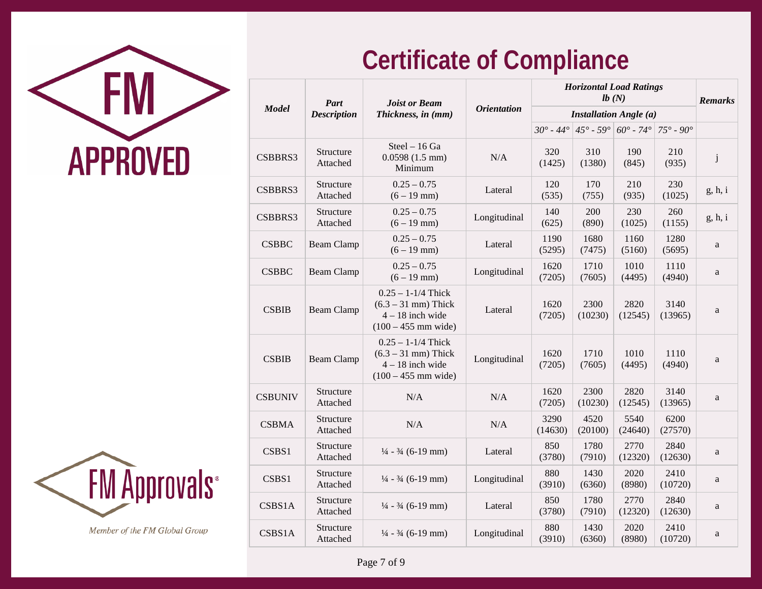FM APPROVED

FM Approvals

Member of the FM Global Group

# Certificate of Compliance

| *Model* | *Part Description* | *Joist or Beam Thickness, in (mm)* | *Orientation* | *Horizontal Load Ratings lb (N)* | | | | *Remarks* |
|---|---|---|---|---|---|---|---|---|
| | | | | *Installation Angle (a)* | | | | |
| | | | | *30° - 44°* | *45° - 59°* | *60° - 74°* | *75° - 90°* | |
| CSBBRS3 | Structure Attached | Steel – 16 Ga 0.0598 (1.5 mm) Minimum | N/A | 320 (1425) | 310 (1380) | 190 (845) | 210 (935) | j |
| CSBBRS3 | Structure Attached | 0.25 – 0.75 (6 – 19 mm) | Lateral | 120 (535) | 170 (755) | 210 (935) | 230 (1025) | g, h, i |
| CSBBRS3 | Structure Attached | 0.25 – 0.75 (6 – 19 mm) | Longitudinal | 140 (625) | 200 (890) | 230 (1025) | 260 (1155) | g, h, i |
| CSBBC | Beam Clamp | 0.25 – 0.75 (6 – 19 mm) | Lateral | 1190 (5295) | 1680 (7475) | 1160 (5160) | 1280 (5695) | a |
| CSBBC | Beam Clamp | 0.25 – 0.75 (6 – 19 mm) | Longitudinal | 1620 (7205) | 1710 (7605) | 1010 (4495) | 1110 (4940) | a |
| CSBIB | Beam Clamp | 0.25 – 1-1/4 Thick (6.3 – 31 mm) Thick 4 – 18 inch wide (100 – 455 mm wide) | Lateral | 1620 (7205) | 2300 (10230) | 2820 (12545) | 3140 (13965) | a |
| CSBIB | Beam Clamp | 0.25 – 1-1/4 Thick (6.3 – 31 mm) Thick 4 – 18 inch wide (100 – 455 mm wide) | Longitudinal | 1620 (7205) | 1710 (7605) | 1010 (4495) | 1110 (4940) | a |
| CSBUNIV | Structure Attached | N/A | N/A | 1620 (7205) | 2300 (10230) | 2820 (12545) | 3140 (13965) | a |
| CSBMA | Structure Attached | N/A | N/A | 3290 (14630) | 4520 (20100) | 5540 (24640) | 6200 (27570) | |
| CSBS1 | Structure Attached | ¼ - ¾ (6-19 mm) | Lateral | 850 (3780) | 1780 (7910) | 2770 (12320) | 2840 (12630) | a |
| CSBS1 | Structure Attached | ¼ - ¾ (6-19 mm) | Longitudinal | 880 (3910) | 1430 (6360) | 2020 (8980) | 2410 (10720) | a |
| CSBS1A | Structure Attached | ¼ - ¾ (6-19 mm) | Lateral | 850 (3780) | 1780 (7910) | 2770 (12320) | 2840 (12630) | a |
| CSBS1A | Structure Attached | ¼ - ¾ (6-19 mm) | Longitudinal | 880 (3910) | 1430 (6360) | 2020 (8980) | 2410 (10720) | a |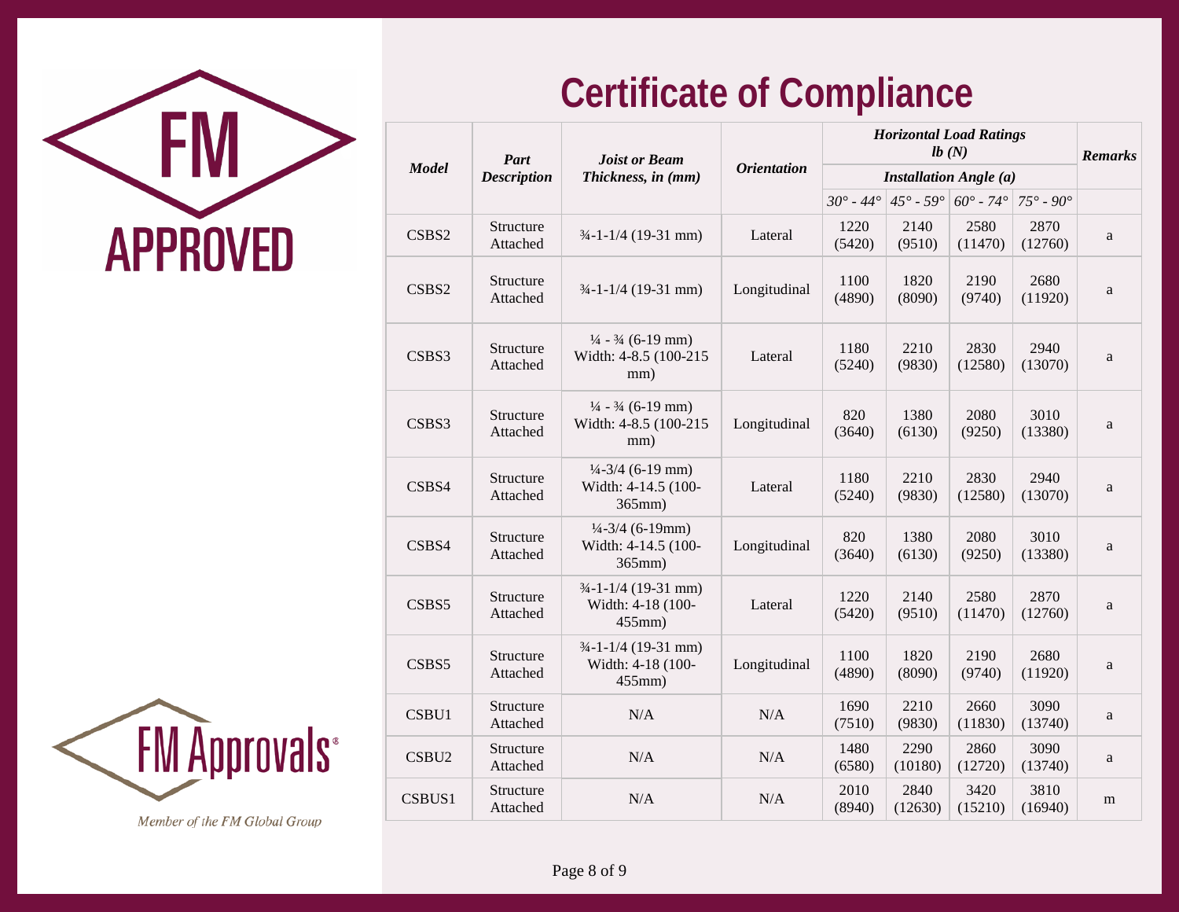# Certificate of Compliance

| *Model* | *Part Description* | *Joist or Beam Thickness, in (mm)* | *Orientation* | *Horizontal Load Ratings lb (N)* | | | | *Remarks* |
|---|---|---|---|---|---|---|---|---|
| | | | | *Installation Angle (a)* | | | | |
| | | | | *30° - 44°* | *45° - 59°* | *60° - 74°* | *75° - 90°* | |
| CSBS2 | Structure Attached | ¾-1-1/4 (19-31 mm) | Lateral | 1220 (5420) | 2140 (9510) | 2580 (11470) | 2870 (12760) | a |
| CSBS2 | Structure Attached | ¾-1-1/4 (19-31 mm) | Longitudinal | 1100 (4890) | 1820 (8090) | 2190 (9740) | 2680 (11920) | a |
| CSBS3 | Structure Attached | ¼ - ¾ (6-19 mm) Width: 4-8.5 (100-215 mm) | Lateral | 1180 (5240) | 2210 (9830) | 2830 (12580) | 2940 (13070) | a |
| CSBS3 | Structure Attached | ¼ - ¾ (6-19 mm) Width: 4-8.5 (100-215 mm) | Longitudinal | 820 (3640) | 1380 (6130) | 2080 (9250) | 3010 (13380) | a |
| CSBS4 | Structure Attached | ¼-3/4 (6-19 mm) Width: 4-14.5 (100-365mm) | Lateral | 1180 (5240) | 2210 (9830) | 2830 (12580) | 2940 (13070) | a |
| CSBS4 | Structure Attached | ¼-3/4 (6-19mm) Width: 4-14.5 (100-365mm) | Longitudinal | 820 (3640) | 1380 (6130) | 2080 (9250) | 3010 (13380) | a |
| CSBS5 | Structure Attached | ¾-1-1/4 (19-31 mm) Width: 4-18 (100-455mm) | Lateral | 1220 (5420) | 2140 (9510) | 2580 (11470) | 2870 (12760) | a |
| CSBS5 | Structure Attached | ¾-1-1/4 (19-31 mm) Width: 4-18 (100-455mm) | Longitudinal | 1100 (4890) | 1820 (8090) | 2190 (9740) | 2680 (11920) | a |
| CSBU1 | Structure Attached | N/A | N/A | 1690 (7510) | 2210 (9830) | 2660 (11830) | 3090 (13740) | a |
| CSBU2 | Structure Attached | N/A | N/A | 1480 (6580) | 2290 (10180) | 2860 (12720) | 3090 (13740) | a |
| CSBUS1 | Structure Attached | N/A | N/A | 2010 (8940) | 2840 (12630) | 3420 (15210) | 3810 (16940) | m |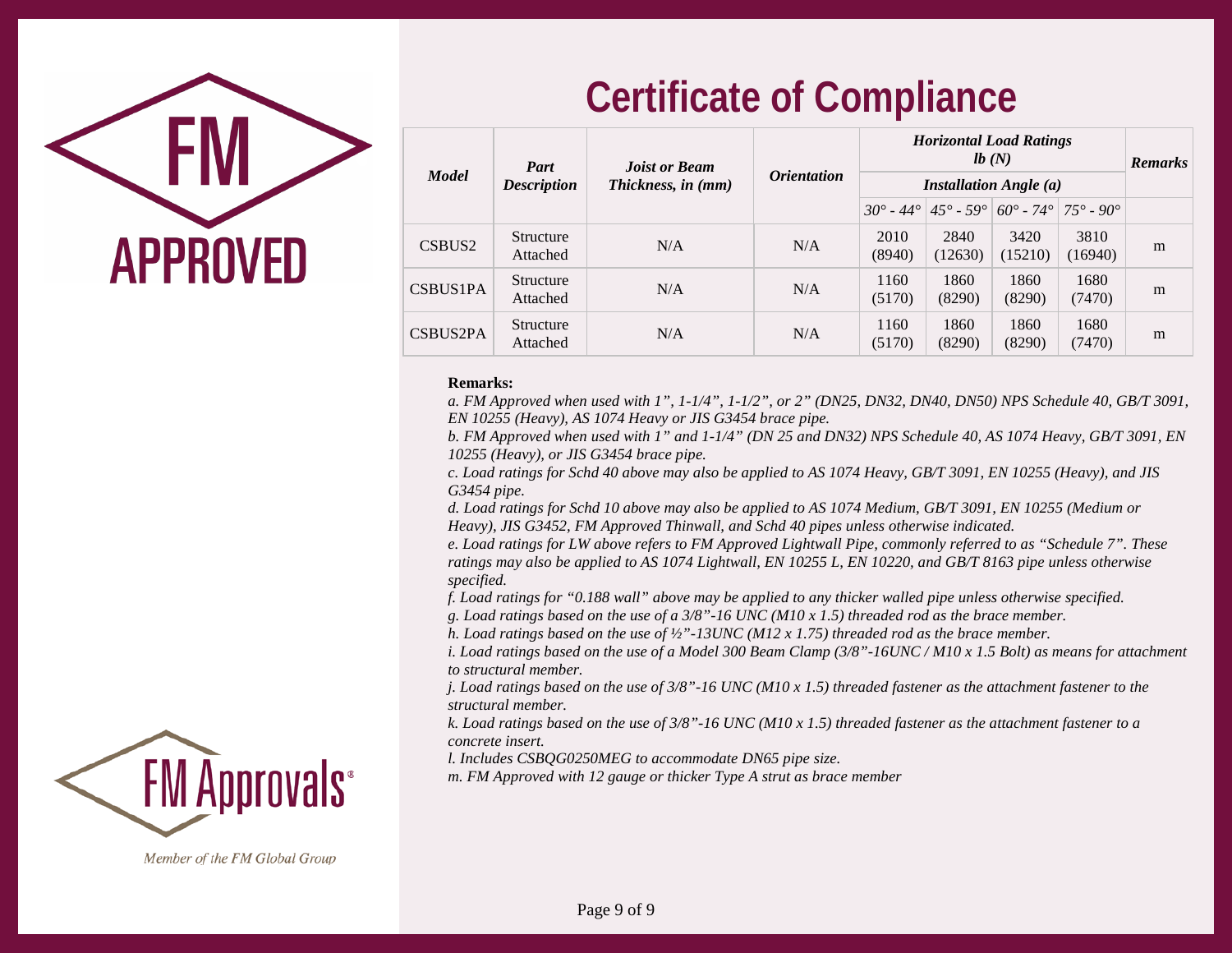# Certificate of Compliance

| *Model* | *Part Description* | *Joist or Beam Thickness, in (mm)* | *Orientation* | *Horizontal Load Ratings lb (N)* | | | | *Remarks* |
|---|---|---|---|---|---|---|---|---|
| | | | | *Installation Angle (a)* | | | | |
| | | | | *30° - 44°* | *45° - 59°* | *60° - 74°* | *75° - 90°* | |
| CSBUS2 | Structure Attached | N/A | N/A | 2010 (8940) | 2840 (12630) | 3420 (15210) | 3810 (16940) | m |
| CSBUS1PA | Structure Attached | N/A | N/A | 1160 (5170) | 1860 (8290) | 1860 (8290) | 1680 (7470) | m |
| CSBUS2PA | Structure Attached | N/A | N/A | 1160 (5170) | 1860 (8290) | 1860 (8290) | 1680 (7470) | m |

**Remarks:**

*a. FM Approved when used with 1", 1-1/4", 1-1/2", or 2" (DN25, DN32, DN40, DN50) NPS Schedule 40, GB/T 3091, EN 10255 (Heavy), AS 1074 Heavy or JIS G3454 brace pipe.*

*b. FM Approved when used with 1" and 1-1/4" (DN 25 and DN32) NPS Schedule 40, AS 1074 Heavy, GB/T 3091, EN 10255 (Heavy), or JIS G3454 brace pipe.*

*c. Load ratings for Schd 40 above may also be applied to AS 1074 Heavy, GB/T 3091, EN 10255 (Heavy), and JIS G3454 pipe.*

*d. Load ratings for Schd 10 above may also be applied to AS 1074 Medium, GB/T 3091, EN 10255 (Medium or Heavy), JIS G3452, FM Approved Thinwall, and Schd 40 pipes unless otherwise indicated.*

*e. Load ratings for LW above refers to FM Approved Lightwall Pipe, commonly referred to as "Schedule 7". These ratings may also be applied to AS 1074 Lightwall, EN 10255 L, EN 10220, and GB/T 8163 pipe unless otherwise specified.*

*f. Load ratings for "0.188 wall" above may be applied to any thicker walled pipe unless otherwise specified.*

*g. Load ratings based on the use of a 3/8"-16 UNC (M10 x 1.5) threaded rod as the brace member.*

*h. Load ratings based on the use of ½"-13UNC (M12 x 1.75) threaded rod as the brace member.*

*i. Load ratings based on the use of a Model 300 Beam Clamp (3/8"-16UNC / M10 x 1.5 Bolt) as means for attachment to structural member.*

*j. Load ratings based on the use of 3/8"-16 UNC (M10 x 1.5) threaded fastener as the attachment fastener to the structural member.*

*k. Load ratings based on the use of 3/8"-16 UNC (M10 x 1.5) threaded fastener as the attachment fastener to a concrete insert.*

*l. Includes CSBQG0250MEG to accommodate DN65 pipe size.*

*m. FM Approved with 12 gauge or thicker Type A strut as brace member*